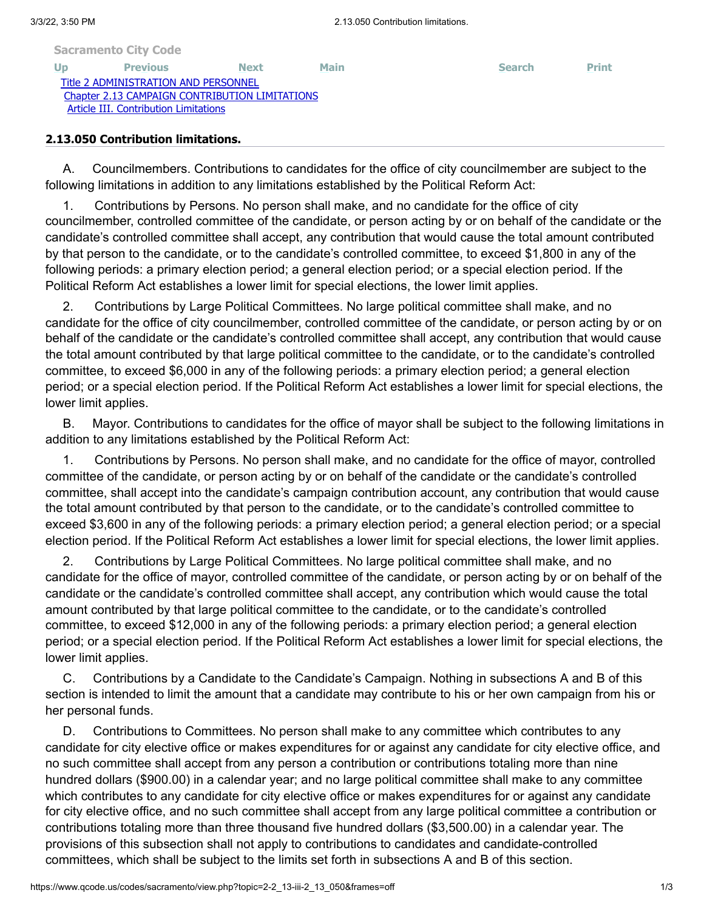Sacramento City Code

Up Previous Next Main Search Print

Title 2 ADMINISTRATION AND PERSONNEL
Chapter 2.13 CAMPAIGN CONTRIBUTION LIMITATIONS
Article III. Contribution Limitations

**2.13.050 Contribution limitations.**

A. Councilmembers. Contributions to candidates for the office of city councilmember are subject to the following limitations in addition to any limitations established by the Political Reform Act:

1. Contributions by Persons. No person shall make, and no candidate for the office of city councilmember, controlled committee of the candidate, or person acting by or on behalf of the candidate or the candidate's controlled committee shall accept, any contribution that would cause the total amount contributed by that person to the candidate, or to the candidate's controlled committee, to exceed $1,800 in any of the following periods: a primary election period; a general election period; or a special election period. If the Political Reform Act establishes a lower limit for special elections, the lower limit applies.

2. Contributions by Large Political Committees. No large political committee shall make, and no candidate for the office of city councilmember, controlled committee of the candidate, or person acting by or on behalf of the candidate or the candidate's controlled committee shall accept, any contribution that would cause the total amount contributed by that large political committee to the candidate, or to the candidate's controlled committee, to exceed $6,000 in any of the following periods: a primary election period; a general election period; or a special election period. If the Political Reform Act establishes a lower limit for special elections, the lower limit applies.

B. Mayor. Contributions to candidates for the office of mayor shall be subject to the following limitations in addition to any limitations established by the Political Reform Act:

1. Contributions by Persons. No person shall make, and no candidate for the office of mayor, controlled committee of the candidate, or person acting by or on behalf of the candidate or the candidate's controlled committee, shall accept into the candidate's campaign contribution account, any contribution that would cause the total amount contributed by that person to the candidate, or to the candidate's controlled committee to exceed $3,600 in any of the following periods: a primary election period; a general election period; or a special election period. If the Political Reform Act establishes a lower limit for special elections, the lower limit applies.

2. Contributions by Large Political Committees. No large political committee shall make, and no candidate for the office of mayor, controlled committee of the candidate, or person acting by or on behalf of the candidate or the candidate's controlled committee shall accept, any contribution which would cause the total amount contributed by that large political committee to the candidate, or to the candidate's controlled committee, to exceed $12,000 in any of the following periods: a primary election period; a general election period; or a special election period. If the Political Reform Act establishes a lower limit for special elections, the lower limit applies.

C. Contributions by a Candidate to the Candidate's Campaign. Nothing in subsections A and B of this section is intended to limit the amount that a candidate may contribute to his or her own campaign from his or her personal funds.

D. Contributions to Committees. No person shall make to any committee which contributes to any candidate for city elective office or makes expenditures for or against any candidate for city elective office, and no such committee shall accept from any person a contribution or contributions totaling more than nine hundred dollars ($900.00) in a calendar year; and no large political committee shall make to any committee which contributes to any candidate for city elective office or makes expenditures for or against any candidate for city elective office, and no such committee shall accept from any large political committee a contribution or contributions totaling more than three thousand five hundred dollars ($3,500.00) in a calendar year. The provisions of this subsection shall not apply to contributions to candidates and candidate-controlled committees, which shall be subject to the limits set forth in subsections A and B of this section.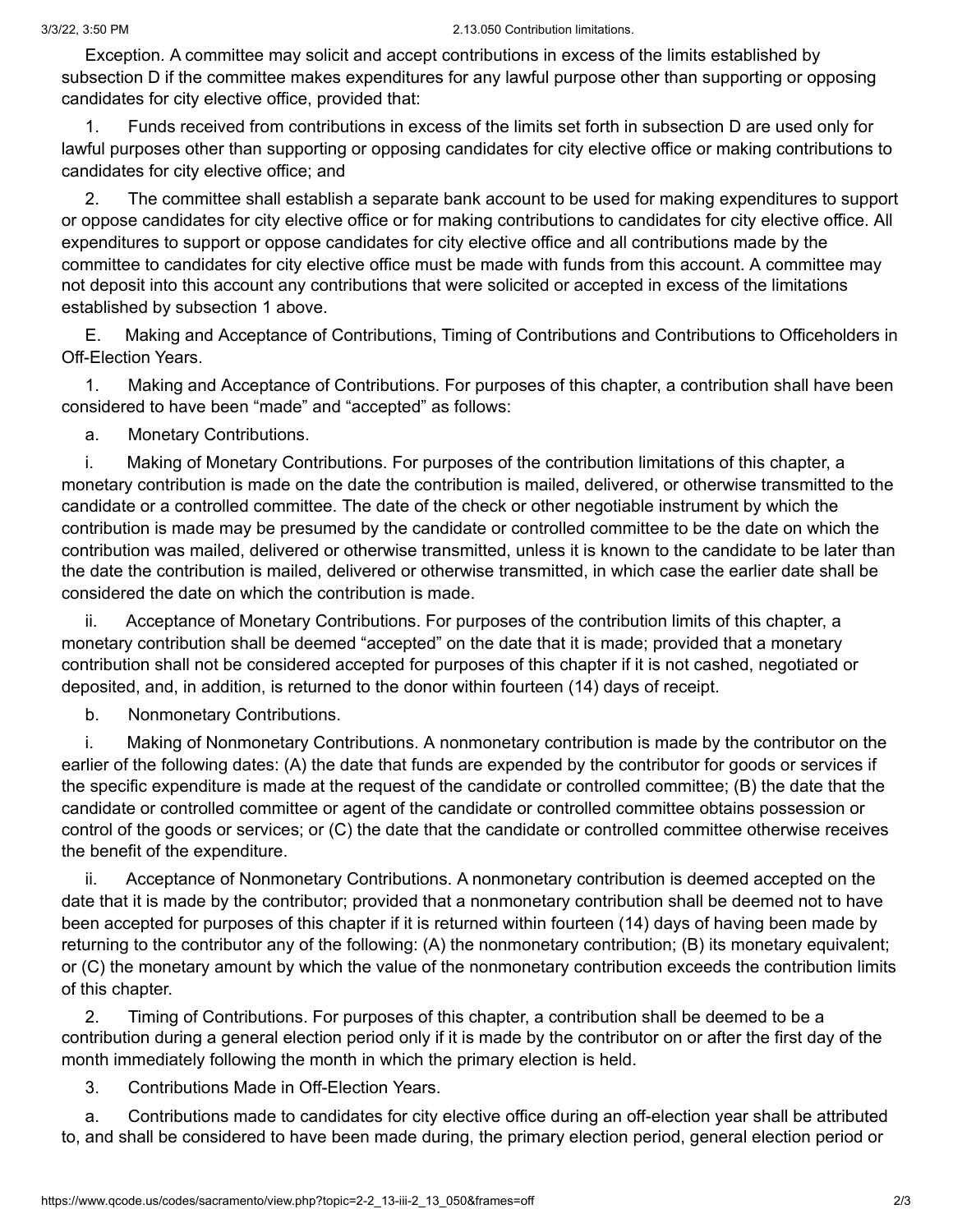Exception. A committee may solicit and accept contributions in excess of the limits established by subsection D if the committee makes expenditures for any lawful purpose other than supporting or opposing candidates for city elective office, provided that:

1. Funds received from contributions in excess of the limits set forth in subsection D are used only for lawful purposes other than supporting or opposing candidates for city elective office or making contributions to candidates for city elective office; and

2. The committee shall establish a separate bank account to be used for making expenditures to support or oppose candidates for city elective office or for making contributions to candidates for city elective office. All expenditures to support or oppose candidates for city elective office and all contributions made by the committee to candidates for city elective office must be made with funds from this account. A committee may not deposit into this account any contributions that were solicited or accepted in excess of the limitations established by subsection 1 above.

E. Making and Acceptance of Contributions, Timing of Contributions and Contributions to Officeholders in Off-Election Years.

1. Making and Acceptance of Contributions. For purposes of this chapter, a contribution shall have been considered to have been "made" and "accepted" as follows:

a. Monetary Contributions.

i. Making of Monetary Contributions. For purposes of the contribution limitations of this chapter, a monetary contribution is made on the date the contribution is mailed, delivered, or otherwise transmitted to the candidate or a controlled committee. The date of the check or other negotiable instrument by which the contribution is made may be presumed by the candidate or controlled committee to be the date on which the contribution was mailed, delivered or otherwise transmitted, unless it is known to the candidate to be later than the date the contribution is mailed, delivered or otherwise transmitted, in which case the earlier date shall be considered the date on which the contribution is made.

ii. Acceptance of Monetary Contributions. For purposes of the contribution limits of this chapter, a monetary contribution shall be deemed "accepted" on the date that it is made; provided that a monetary contribution shall not be considered accepted for purposes of this chapter if it is not cashed, negotiated or deposited, and, in addition, is returned to the donor within fourteen (14) days of receipt.

b. Nonmonetary Contributions.

i. Making of Nonmonetary Contributions. A nonmonetary contribution is made by the contributor on the earlier of the following dates: (A) the date that funds are expended by the contributor for goods or services if the specific expenditure is made at the request of the candidate or controlled committee; (B) the date that the candidate or controlled committee or agent of the candidate or controlled committee obtains possession or control of the goods or services; or (C) the date that the candidate or controlled committee otherwise receives the benefit of the expenditure.

ii. Acceptance of Nonmonetary Contributions. A nonmonetary contribution is deemed accepted on the date that it is made by the contributor; provided that a nonmonetary contribution shall be deemed not to have been accepted for purposes of this chapter if it is returned within fourteen (14) days of having been made by returning to the contributor any of the following: (A) the nonmonetary contribution; (B) its monetary equivalent; or (C) the monetary amount by which the value of the nonmonetary contribution exceeds the contribution limits of this chapter.

2. Timing of Contributions. For purposes of this chapter, a contribution shall be deemed to be a contribution during a general election period only if it is made by the contributor on or after the first day of the month immediately following the month in which the primary election is held.

3. Contributions Made in Off-Election Years.

a. Contributions made to candidates for city elective office during an off-election year shall be attributed to, and shall be considered to have been made during, the primary election period, general election period or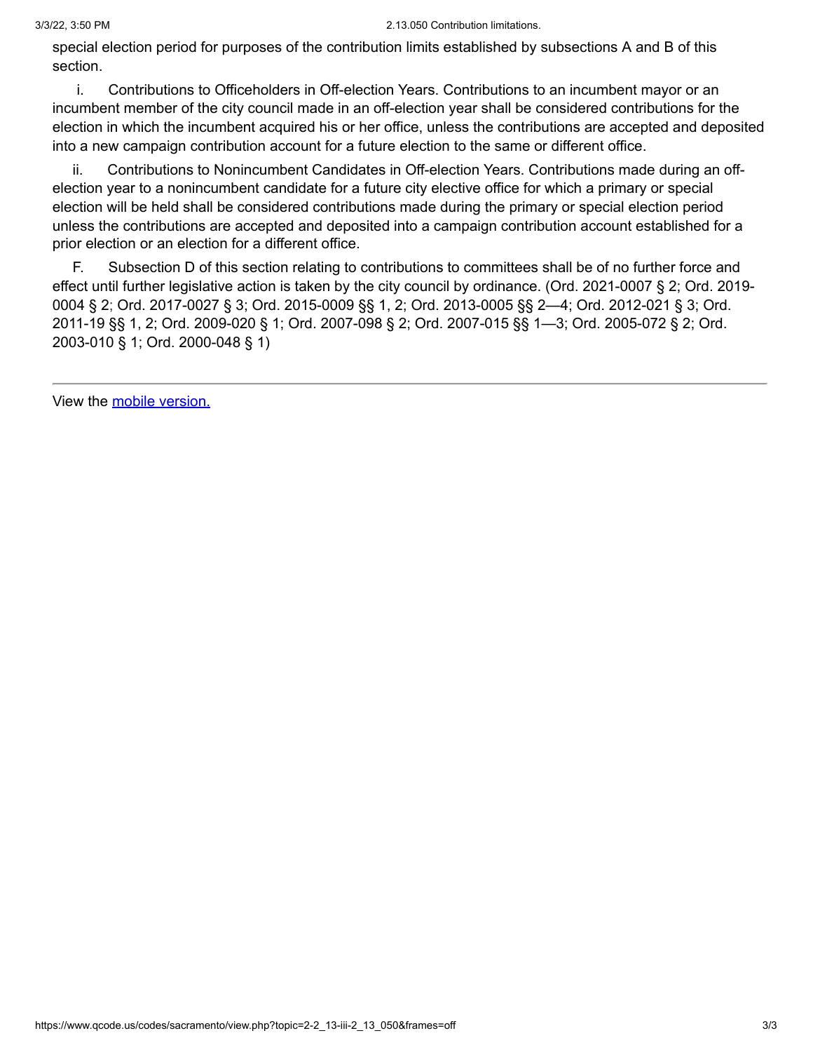special election period for purposes of the contribution limits established by subsections A and B of this section.

i. Contributions to Officeholders in Off-election Years. Contributions to an incumbent mayor or an incumbent member of the city council made in an off-election year shall be considered contributions for the election in which the incumbent acquired his or her office, unless the contributions are accepted and deposited into a new campaign contribution account for a future election to the same or different office.

ii. Contributions to Nonincumbent Candidates in Off-election Years. Contributions made during an off-election year to a nonincumbent candidate for a future city elective office for which a primary or special election will be held shall be considered contributions made during the primary or special election period unless the contributions are accepted and deposited into a campaign contribution account established for a prior election or an election for a different office.

F. Subsection D of this section relating to contributions to committees shall be of no further force and effect until further legislative action is taken by the city council by ordinance. (Ord. 2021-0007 § 2; Ord. 2019-0004 § 2; Ord. 2017-0027 § 3; Ord. 2015-0009 §§ 1, 2; Ord. 2013-0005 §§ 2—4; Ord. 2012-021 § 3; Ord. 2011-19 §§ 1, 2; Ord. 2009-020 § 1; Ord. 2007-098 § 2; Ord. 2007-015 §§ 1—3; Ord. 2005-072 § 2; Ord. 2003-010 § 1; Ord. 2000-048 § 1)

---

View the mobile version.